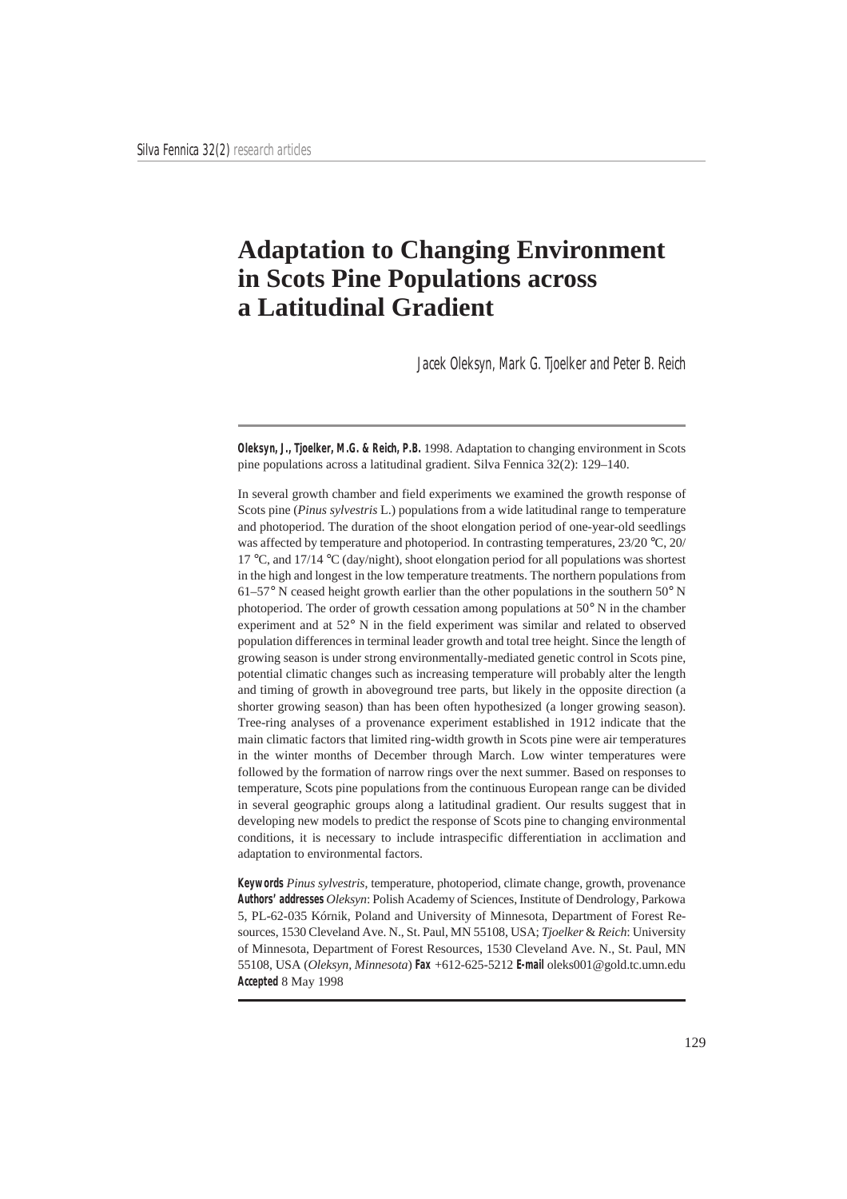# Adaptation to Changing Environment in Scots Pine Populations across a Latitudinal Gradient

*Jacek Oleksyn, Mark G. Tjoelker and Peter B. Reich*

**Oleksyn, J., Tjoelker, M.G. & Reich, P.B.** 1998. Adaptation to changing environment in Scots pine populations across a latitudinal gradient. Silva Fennica 32(2): 129–140.

In several growth chamber and field experiments we examined the growth response of Scots pine (*Pinus sylvestris* L.) populations from a wide latitudinal range to temperature and photoperiod. The duration of the shoot elongation period of one-year-old seedlings was affected by temperature and photoperiod. In contrasting temperatures, 23/20 °C, 20/17 °C, and 17/14 °C (day/night), shoot elongation period for all populations was shortest in the high and longest in the low temperature treatments. The northern populations from 61–57° N ceased height growth earlier than the other populations in the southern 50° N photoperiod. The order of growth cessation among populations at 50° N in the chamber experiment and at 52° N in the field experiment was similar and related to observed population differences in terminal leader growth and total tree height. Since the length of growing season is under strong environmentally-mediated genetic control in Scots pine, potential climatic changes such as increasing temperature will probably alter the length and timing of growth in aboveground tree parts, but likely in the opposite direction (a shorter growing season) than has been often hypothesized (a longer growing season). Tree-ring analyses of a provenance experiment established in 1912 indicate that the main climatic factors that limited ring-width growth in Scots pine were air temperatures in the winter months of December through March. Low winter temperatures were followed by the formation of narrow rings over the next summer. Based on responses to temperature, Scots pine populations from the continuous European range can be divided in several geographic groups along a latitudinal gradient. Our results suggest that in developing new models to predict the response of Scots pine to changing environmental conditions, it is necessary to include intraspecific differentiation in acclimation and adaptation to environmental factors.

**Keywords** *Pinus sylvestris*, temperature, photoperiod, climate change, growth, provenance
**Authors' addresses** *Oleksyn*: Polish Academy of Sciences, Institute of Dendrology, Parkowa 5, PL-62-035 Kórnik, Poland and University of Minnesota, Department of Forest Resources, 1530 Cleveland Ave. N., St. Paul, MN 55108, USA; *Tjoelker* & *Reich*: University of Minnesota, Department of Forest Resources, 1530 Cleveland Ave. N., St. Paul, MN 55108, USA (*Oleksyn, Minnesota*) **Fax** +612-625-5212 **E-mail** oleks001@gold.tc.umn.edu
**Accepted** 8 May 1998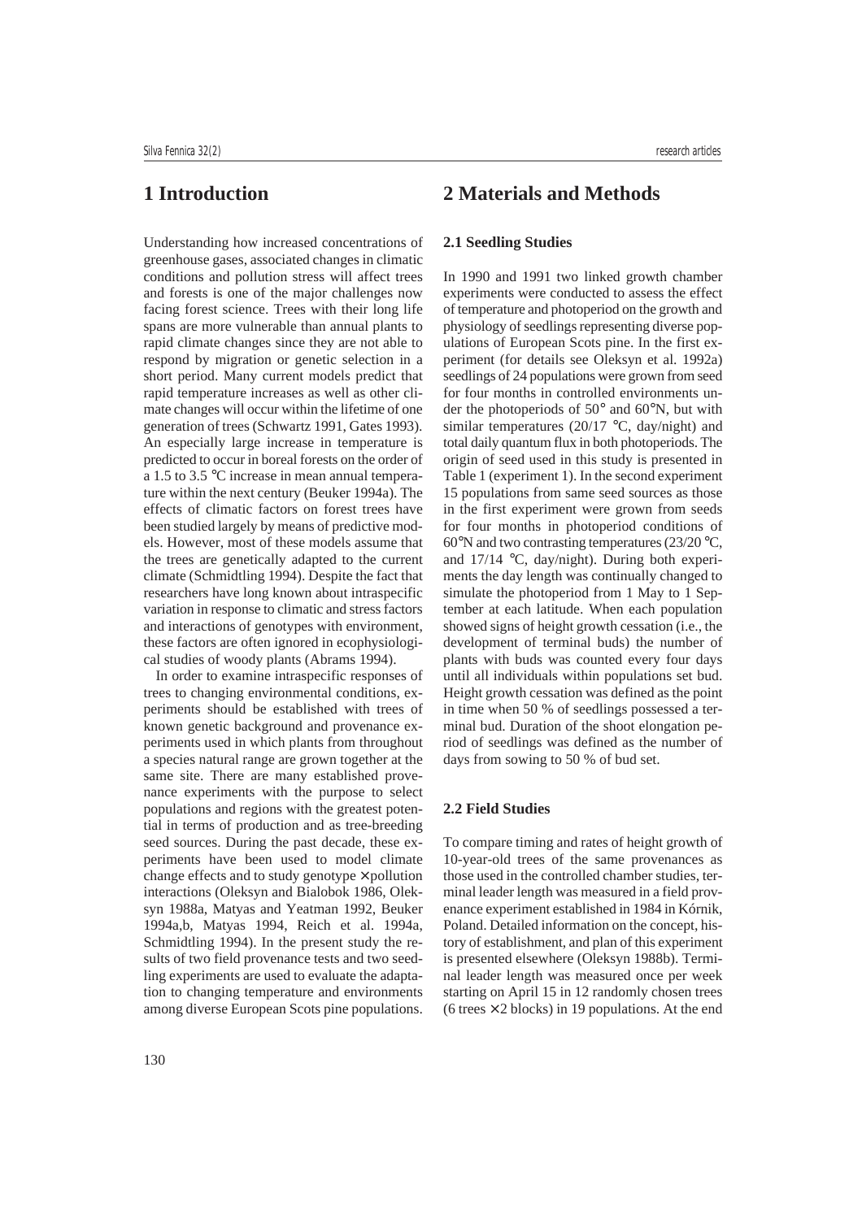## 1 Introduction

Understanding how increased concentrations of greenhouse gases, associated changes in climatic conditions and pollution stress will affect trees and forests is one of the major challenges now facing forest science. Trees with their long life spans are more vulnerable than annual plants to rapid climate changes since they are not able to respond by migration or genetic selection in a short period. Many current models predict that rapid temperature increases as well as other climate changes will occur within the lifetime of one generation of trees (Schwartz 1991, Gates 1993). An especially large increase in temperature is predicted to occur in boreal forests on the order of a 1.5 to 3.5 °C increase in mean annual temperature within the next century (Beuker 1994a). The effects of climatic factors on forest trees have been studied largely by means of predictive models. However, most of these models assume that the trees are genetically adapted to the current climate (Schmidtling 1994). Despite the fact that researchers have long known about intraspecific variation in response to climatic and stress factors and interactions of genotypes with environment, these factors are often ignored in ecophysiological studies of woody plants (Abrams 1994).

In order to examine intraspecific responses of trees to changing environmental conditions, experiments should be established with trees of known genetic background and provenance experiments used in which plants from throughout a species natural range are grown together at the same site. There are many established provenance experiments with the purpose to select populations and regions with the greatest potential in terms of production and as tree-breeding seed sources. During the past decade, these experiments have been used to model climate change effects and to study genotype × pollution interactions (Oleksyn and Bialobok 1986, Oleksyn 1988a, Matyas and Yeatman 1992, Beuker 1994a,b, Matyas 1994, Reich et al. 1994a, Schmidtling 1994). In the present study the results of two field provenance tests and two seedling experiments are used to evaluate the adaptation to changing temperature and environments among diverse European Scots pine populations.

## 2 Materials and Methods

### 2.1 Seedling Studies

In 1990 and 1991 two linked growth chamber experiments were conducted to assess the effect of temperature and photoperiod on the growth and physiology of seedlings representing diverse populations of European Scots pine. In the first experiment (for details see Oleksyn et al. 1992a) seedlings of 24 populations were grown from seed for four months in controlled environments under the photoperiods of 50° and 60°N, but with similar temperatures (20/17 °C, day/night) and total daily quantum flux in both photoperiods. The origin of seed used in this study is presented in Table 1 (experiment 1). In the second experiment 15 populations from same seed sources as those in the first experiment were grown from seeds for four months in photoperiod conditions of 60°N and two contrasting temperatures (23/20 °C, and 17/14 °C, day/night). During both experiments the day length was continually changed to simulate the photoperiod from 1 May to 1 September at each latitude. When each population showed signs of height growth cessation (i.e., the development of terminal buds) the number of plants with buds was counted every four days until all individuals within populations set bud. Height growth cessation was defined as the point in time when 50 % of seedlings possessed a terminal bud. Duration of the shoot elongation period of seedlings was defined as the number of days from sowing to 50 % of bud set.

### 2.2 Field Studies

To compare timing and rates of height growth of 10-year-old trees of the same provenances as those used in the controlled chamber studies, terminal leader length was measured in a field provenance experiment established in 1984 in Kórnik, Poland. Detailed information on the concept, history of establishment, and plan of this experiment is presented elsewhere (Oleksyn 1988b). Terminal leader length was measured once per week starting on April 15 in 12 randomly chosen trees (6 trees × 2 blocks) in 19 populations. At the end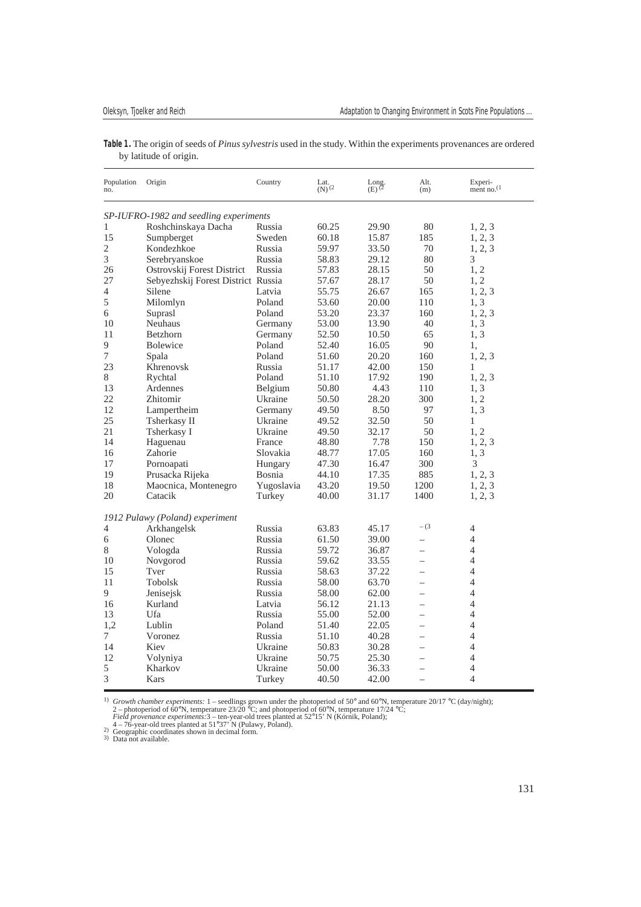**Table 1.** The origin of seeds of *Pinus sylvestris* used in the study. Within the experiments provenances are ordered by latitude of origin.

| Population no. | Origin | Country | Lat. (N)[2] | Long. (E)[2] | Alt. (m) | Experiment no.[1] |
|---|---|---|---|---|---|---|
| *SP-IUFRO-1982 and seedling experiments* | | | | | | |
| 1 | Roshchinskaya Dacha | Russia | 60.25 | 29.90 | 80 | 1, 2, 3 |
| 15 | Sumpberget | Sweden | 60.18 | 15.87 | 185 | 1, 2, 3 |
| 2 | Kondezhkoe | Russia | 59.97 | 33.50 | 70 | 1, 2, 3 |
| 3 | Serebryanskoe | Russia | 58.83 | 29.12 | 80 | 3 |
| 26 | Ostrovskij Forest District | Russia | 57.83 | 28.15 | 50 | 1, 2 |
| 27 | Sebyezhskij Forest District | Russia | 57.67 | 28.17 | 50 | 1, 2 |
| 4 | Silene | Latvia | 55.75 | 26.67 | 165 | 1, 2, 3 |
| 5 | Milomlyn | Poland | 53.60 | 20.00 | 110 | 1, 3 |
| 6 | Suprasl | Poland | 53.20 | 23.37 | 160 | 1, 2, 3 |
| 10 | Neuhaus | Germany | 53.00 | 13.90 | 40 | 1, 3 |
| 11 | Betzhorn | Germany | 52.50 | 10.50 | 65 | 1, 3 |
| 9 | Bolewice | Poland | 52.40 | 16.05 | 90 | 1, |
| 7 | Spala | Poland | 51.60 | 20.20 | 160 | 1, 2, 3 |
| 23 | Khrenovsk | Russia | 51.17 | 42.00 | 150 | 1 |
| 8 | Rychtal | Poland | 51.10 | 17.92 | 190 | 1, 2, 3 |
| 13 | Ardennes | Belgium | 50.80 | 4.43 | 110 | 1, 3 |
| 22 | Zhitomir | Ukraine | 50.50 | 28.20 | 300 | 1, 2 |
| 12 | Lampertheim | Germany | 49.50 | 8.50 | 97 | 1, 3 |
| 25 | Tsherkasy II | Ukraine | 49.52 | 32.50 | 50 | 1 |
| 21 | Tsherkasy I | Ukraine | 49.50 | 32.17 | 50 | 1, 2 |
| 14 | Haguenau | France | 48.80 | 7.78 | 150 | 1, 2, 3 |
| 16 | Zahorie | Slovakia | 48.77 | 17.05 | 160 | 1, 3 |
| 17 | Pornoapati | Hungary | 47.30 | 16.47 | 300 | 3 |
| 19 | Prusacka Rijeka | Bosnia | 44.10 | 17.35 | 885 | 1, 2, 3 |
| 18 | Maocnica, Montenegro | Yugoslavia | 43.20 | 19.50 | 1200 | 1, 2, 3 |
| 20 | Catacik | Turkey | 40.00 | 31.17 | 1400 | 1, 2, 3 |
| *1912 Pulawy (Poland) experiment* | | | | | | |
| 4 | Arkhangelsk | Russia | 63.83 | 45.17 | –[3] | 4 |
| 6 | Olonec | Russia | 61.50 | 39.00 | – | 4 |
| 8 | Vologda | Russia | 59.72 | 36.87 | – | 4 |
| 10 | Novgorod | Russia | 59.62 | 33.55 | – | 4 |
| 15 | Tver | Russia | 58.63 | 37.22 | – | 4 |
| 11 | Tobolsk | Russia | 58.00 | 63.70 | – | 4 |
| 9 | Jenisejsk | Russia | 58.00 | 62.00 | – | 4 |
| 16 | Kurland | Latvia | 56.12 | 21.13 | – | 4 |
| 13 | Ufa | Russia | 55.00 | 52.00 | – | 4 |
| 1,2 | Lublin | Poland | 51.40 | 22.05 | – | 4 |
| 7 | Voronez | Russia | 51.10 | 40.28 | – | 4 |
| 14 | Kiev | Ukraine | 50.83 | 30.28 | – | 4 |
| 12 | Volyniya | Ukraine | 50.75 | 25.30 | – | 4 |
| 5 | Kharkov | Ukraine | 50.00 | 36.33 | – | 4 |
| 3 | Kars | Turkey | 40.50 | 42.00 | – | 4 |

[1] *Growth chamber experiments:* 1 – seedlings grown under the photoperiod of 50° and 60°N, temperature 20/17 °C (day/night); 2 – photoperiod of 60°N, temperature 23/20 °C; and photoperiod of 60°N, temperature 17/24 °C; *Field provenance experiments:* 3 – ten-year-old trees planted at 52°15' N (Kórnik, Poland); 4 – 76-year-old trees planted at 51°37' N (Pulawy, Poland).
[2] Geographic coordinates shown in decimal form.
[3] Data not available.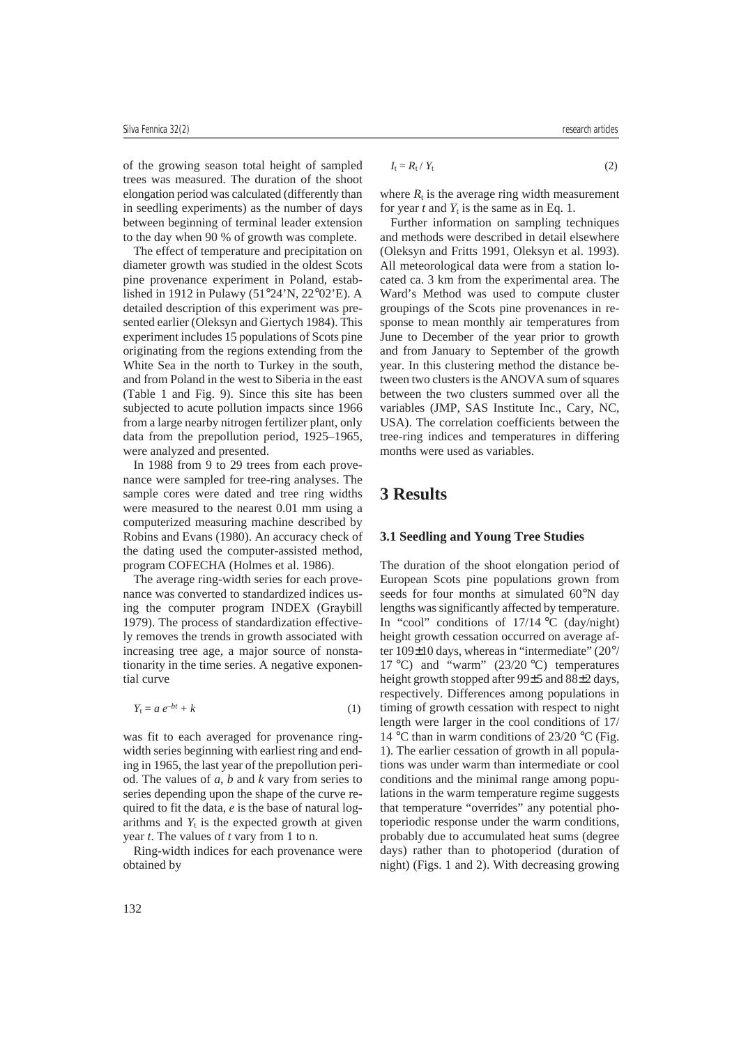of the growing season total height of sampled trees was measured. The duration of the shoot elongation period was calculated (differently than in seedling experiments) as the number of days between beginning of terminal leader extension to the day when 90 % of growth was complete.

The effect of temperature and precipitation on diameter growth was studied in the oldest Scots pine provenance experiment in Poland, established in 1912 in Pulawy (51°24'N, 22°02'E). A detailed description of this experiment was presented earlier (Oleksyn and Giertych 1984). This experiment includes 15 populations of Scots pine originating from the regions extending from the White Sea in the north to Turkey in the south, and from Poland in the west to Siberia in the east (Table 1 and Fig. 9). Since this site has been subjected to acute pollution impacts since 1966 from a large nearby nitrogen fertilizer plant, only data from the prepollution period, 1925–1965, were analyzed and presented.

In 1988 from 9 to 29 trees from each provenance were sampled for tree-ring analyses. The sample cores were dated and tree ring widths were measured to the nearest 0.01 mm using a computerized measuring machine described by Robins and Evans (1980). An accuracy check of the dating used the computer-assisted method, program COFECHA (Holmes et al. 1986).

The average ring-width series for each provenance was converted to standardized indices using the computer program INDEX (Graybill 1979). The process of standardization effectively removes the trends in growth associated with increasing tree age, a major source of nonstationarity in the time series. A negative exponential curve

$$Y_t = a\,e^{-bt} + k \qquad (1)$$

was fit to each averaged for provenance ring-width series beginning with earliest ring and ending in 1965, the last year of the prepollution period. The values of $a$, $b$ and $k$ vary from series to series depending upon the shape of the curve required to fit the data, $e$ is the base of natural logarithms and $Y_t$ is the expected growth at given year $t$. The values of $t$ vary from 1 to n.

Ring-width indices for each provenance were obtained by

$$I_t = R_t \,/\, Y_t \qquad (2)$$

where $R_t$ is the average ring width measurement for year $t$ and $Y_t$ is the same as in Eq. 1.

Further information on sampling techniques and methods were described in detail elsewhere (Oleksyn and Fritts 1991, Oleksyn et al. 1993). All meteorological data were from a station located ca. 3 km from the experimental area. The Ward's Method was used to compute cluster groupings of the Scots pine provenances in response to mean monthly air temperatures from June to December of the year prior to growth and from January to September of the growth year. In this clustering method the distance between two clusters is the ANOVA sum of squares between the two clusters summed over all the variables (JMP, SAS Institute Inc., Cary, NC, USA). The correlation coefficients between the tree-ring indices and temperatures in differing months were used as variables.

# 3 Results

## 3.1 Seedling and Young Tree Studies

The duration of the shoot elongation period of European Scots pine populations grown from seeds for four months at simulated 60°N day lengths was significantly affected by temperature. In "cool" conditions of 17/14 °C (day/night) height growth cessation occurred on average after 109±10 days, whereas in "intermediate" (20°/17 °C) and "warm" (23/20 °C) temperatures height growth stopped after 99±5 and 88±2 days, respectively. Differences among populations in timing of growth cessation with respect to night length were larger in the cool conditions of 17/14 °C than in warm conditions of 23/20 °C (Fig. 1). The earlier cessation of growth in all populations was under warm than intermediate or cool conditions and the minimal range among populations in the warm temperature regime suggests that temperature "overrides" any potential photoperiodic response under the warm conditions, probably due to accumulated heat sums (degree days) rather than to photoperiod (duration of night) (Figs. 1 and 2). With decreasing growing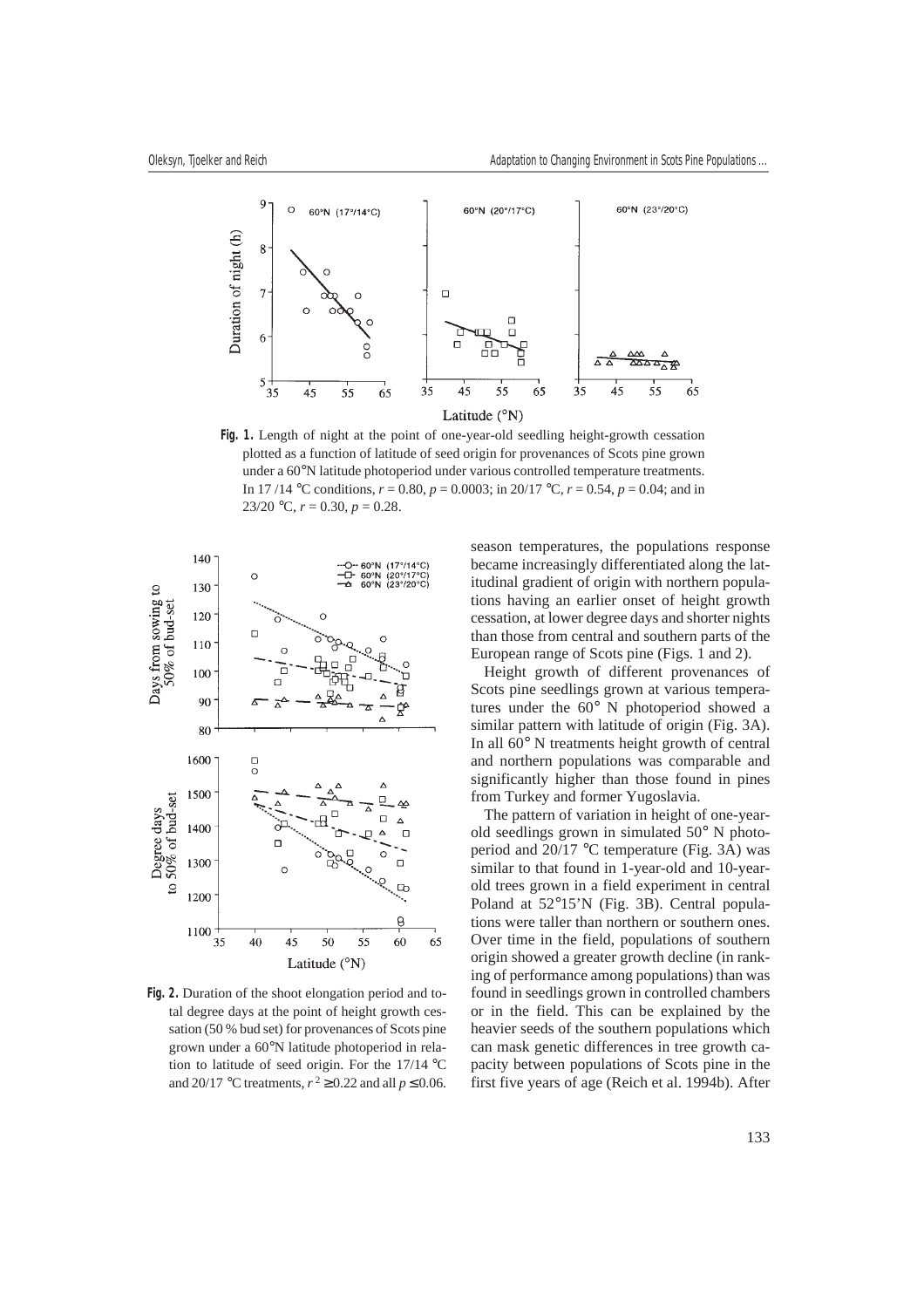**Fig. 1.** Length of night at the point of one-year-old seedling height-growth cessation plotted as a function of latitude of seed origin for provenances of Scots pine grown under a 60°N latitude photoperiod under various controlled temperature treatments. In 17 /14 °C conditions, $r = 0.80$, $p = 0.0003$; in 20/17 °C, $r = 0.54$, $p = 0.04$; and in 23/20 °C, $r = 0.30$, $p = 0.28$.

**Fig. 2.** Duration of the shoot elongation period and total degree days at the point of height growth cessation (50 % bud set) for provenances of Scots pine grown under a 60°N latitude photoperiod in relation to latitude of seed origin. For the 17/14 °C and 20/17 °C treatments, $r^2 \geq 0.22$ and all $p \leq 0.06$.

season temperatures, the populations response became increasingly differentiated along the latitudinal gradient of origin with northern populations having an earlier onset of height growth cessation, at lower degree days and shorter nights than those from central and southern parts of the European range of Scots pine (Figs. 1 and 2).

Height growth of different provenances of Scots pine seedlings grown at various temperatures under the 60° N photoperiod showed a similar pattern with latitude of origin (Fig. 3A). In all 60° N treatments height growth of central and northern populations was comparable and significantly higher than those found in pines from Turkey and former Yugoslavia.

The pattern of variation in height of one-year-old seedlings grown in simulated 50° N photoperiod and 20/17 °C temperature (Fig. 3A) was similar to that found in 1-year-old and 10-year-old trees grown in a field experiment in central Poland at 52°15'N (Fig. 3B). Central populations were taller than northern or southern ones. Over time in the field, populations of southern origin showed a greater growth decline (in ranking of performance among populations) than was found in seedlings grown in controlled chambers or in the field. This can be explained by the heavier seeds of the southern populations which can mask genetic differences in tree growth capacity between populations of Scots pine in the first five years of age (Reich et al. 1994b). After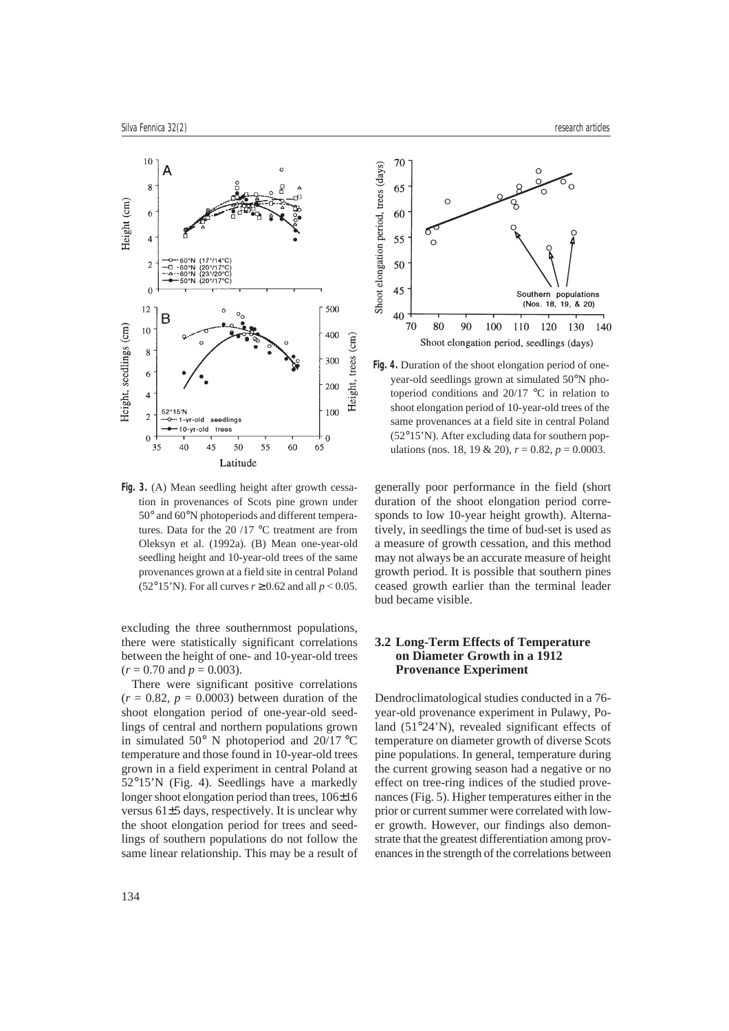**Fig. 3.** (A) Mean seedling height after growth cessation in provenances of Scots pine grown under 50° and 60°N photoperiods and different temperatures. Data for the 20 /17 °C treatment are from Oleksyn et al. (1992a). (B) Mean one-year-old seedling height and 10-year-old trees of the same provenances grown at a field site in central Poland (52°15'N). For all curves $r \geq 0.62$ and all $p < 0.05$.

**Fig. 4.** Duration of the shoot elongation period of one-year-old seedlings grown at simulated 50°N photoperiod conditions and 20/17 °C in relation to shoot elongation period of 10-year-old trees of the same provenances at a field site in central Poland (52°15'N). After excluding data for southern populations (nos. 18, 19 & 20), $r = 0.82$, $p = 0.0003$.

excluding the three southernmost populations, there were statistically significant correlations between the height of one- and 10-year-old trees ($r = 0.70$ and $p = 0.003$).

There were significant positive correlations ($r = 0.82$, $p = 0.0003$) between duration of the shoot elongation period of one-year-old seedlings of central and northern populations grown in simulated 50° N photoperiod and 20/17 °C temperature and those found in 10-year-old trees grown in a field experiment in central Poland at 52°15'N (Fig. 4). Seedlings have a markedly longer shoot elongation period than trees, 106±16 versus 61±5 days, respectively. It is unclear why the shoot elongation period for trees and seedlings of southern populations do not follow the same linear relationship. This may be a result of generally poor performance in the field (short duration of the shoot elongation period corresponds to low 10-year height growth). Alternatively, in seedlings the time of bud-set is used as a measure of growth cessation, and this method may not always be an accurate measure of height growth period. It is possible that southern pines ceased growth earlier than the terminal leader bud became visible.

### 3.2 Long-Term Effects of Temperature on Diameter Growth in a 1912 Provenance Experiment

Dendroclimatological studies conducted in a 76-year-old provenance experiment in Pulawy, Poland (51°24'N), revealed significant effects of temperature on diameter growth of diverse Scots pine populations. In general, temperature during the current growing season had a negative or no effect on tree-ring indices of the studied provenances (Fig. 5). Higher temperatures either in the prior or current summer were correlated with lower growth. However, our findings also demonstrate that the greatest differentiation among provenances in the strength of the correlations between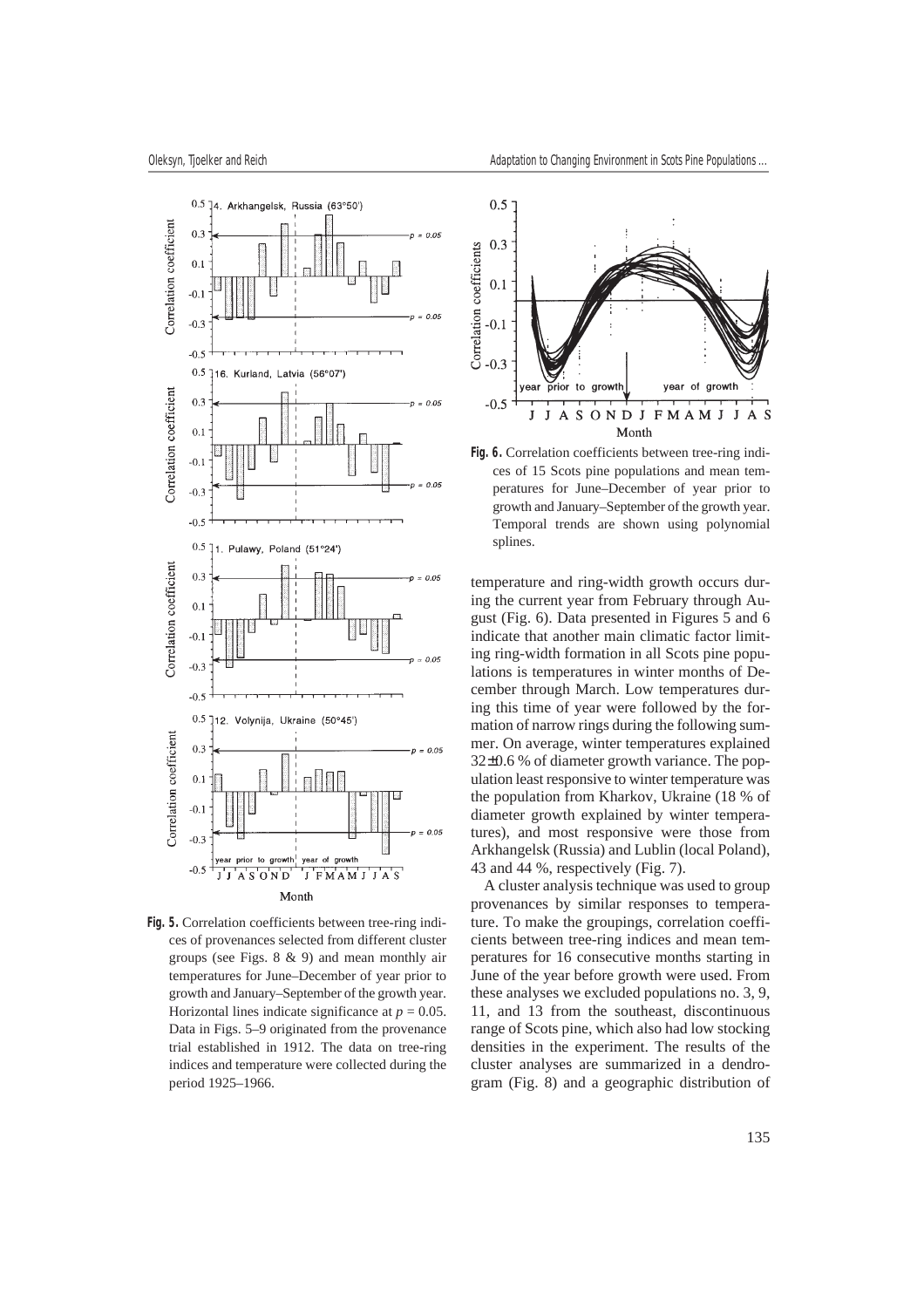**Fig. 5.** Correlation coefficients between tree-ring indices of provenances selected from different cluster groups (see Figs. 8 & 9) and mean monthly air temperatures for June–December of year prior to growth and January–September of the growth year. Horizontal lines indicate significance at $p = 0.05$. Data in Figs. 5–9 originated from the provenance trial established in 1912. The data on tree-ring indices and temperature were collected during the period 1925–1966.

**Fig. 6.** Correlation coefficients between tree-ring indices of 15 Scots pine populations and mean temperatures for June–December of year prior to growth and January–September of the growth year. Temporal trends are shown using polynomial splines.

temperature and ring-width growth occurs during the current year from February through August (Fig. 6). Data presented in Figures 5 and 6 indicate that another main climatic factor limiting ring-width formation in all Scots pine populations is temperatures in winter months of December through March. Low temperatures during this time of year were followed by the formation of narrow rings during the following summer. On average, winter temperatures explained 32±0.6 % of diameter growth variance. The population least responsive to winter temperature was the population from Kharkov, Ukraine (18 % of diameter growth explained by winter temperatures), and most responsive were those from Arkhangelsk (Russia) and Lublin (local Poland), 43 and 44 %, respectively (Fig. 7).

A cluster analysis technique was used to group provenances by similar responses to temperature. To make the groupings, correlation coefficients between tree-ring indices and mean temperatures for 16 consecutive months starting in June of the year before growth were used. From these analyses we excluded populations no. 3, 9, 11, and 13 from the southeast, discontinuous range of Scots pine, which also had low stocking densities in the experiment. The results of the cluster analyses are summarized in a dendrogram (Fig. 8) and a geographic distribution of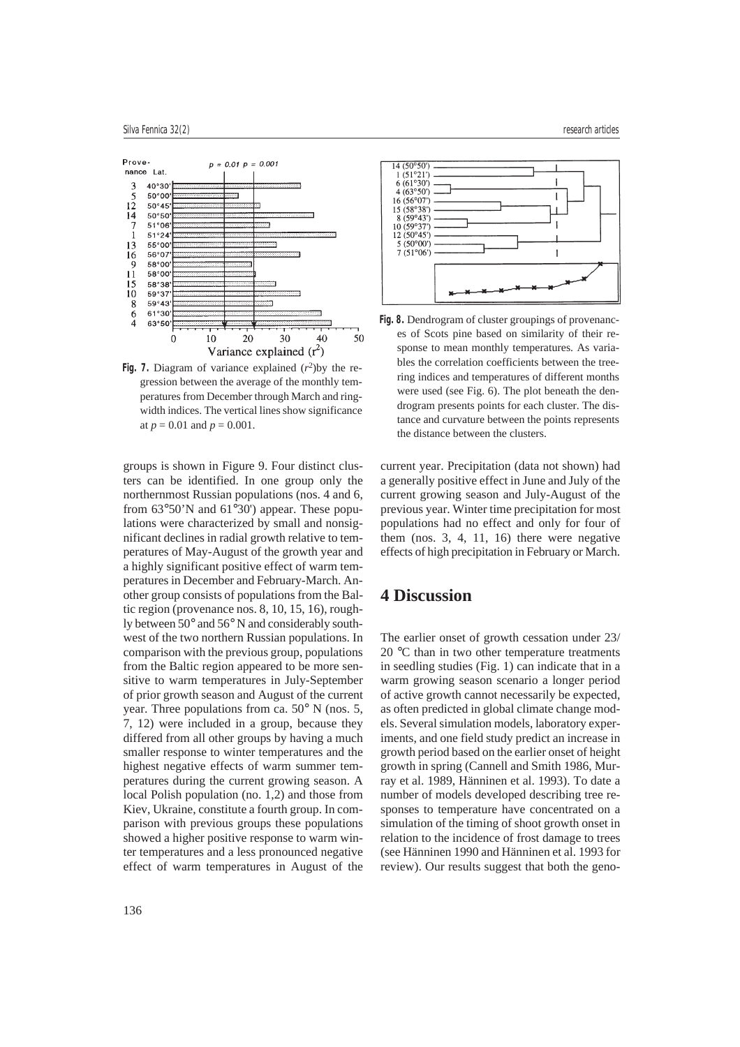**Fig. 7.** Diagram of variance explained ($r^2$) by the regression between the average of the monthly temperatures from December through March and ring-width indices. The vertical lines show significance at $p = 0.01$ and $p = 0.001$.

**Fig. 8.** Dendrogram of cluster groupings of provenances of Scots pine based on similarity of their response to mean monthly temperatures. As variables the correlation coefficients between the tree-ring indices and temperatures of different months were used (see Fig. 6). The plot beneath the dendrogram presents points for each cluster. The distance and curvature between the points represents the distance between the clusters.

groups is shown in Figure 9. Four distinct clusters can be identified. In one group only the northernmost Russian populations (nos. 4 and 6, from 63°50'N and 61°30') appear. These populations were characterized by small and nonsignificant declines in radial growth relative to temperatures of May-August of the growth year and a highly significant positive effect of warm temperatures in December and February-March. Another group consists of populations from the Baltic region (provenance nos. 8, 10, 15, 16), roughly between 50° and 56° N and considerably southwest of the two northern Russian populations. In comparison with the previous group, populations from the Baltic region appeared to be more sensitive to warm temperatures in July-September of prior growth season and August of the current year. Three populations from ca. 50° N (nos. 5, 7, 12) were included in a group, because they differed from all other groups by having a much smaller response to winter temperatures and the highest negative effects of warm summer temperatures during the current growing season. A local Polish population (no. 1,2) and those from Kiev, Ukraine, constitute a fourth group. In comparison with previous groups these populations showed a higher positive response to warm winter temperatures and a less pronounced negative effect of warm temperatures in August of the current year. Precipitation (data not shown) had a generally positive effect in June and July of the current growing season and July-August of the previous year. Winter time precipitation for most populations had no effect and only for four of them (nos. 3, 4, 11, 16) there were negative effects of high precipitation in February or March.

# 4 Discussion

The earlier onset of growth cessation under 23/20 °C than in two other temperature treatments in seedling studies (Fig. 1) can indicate that in a warm growing season scenario a longer period of active growth cannot necessarily be expected, as often predicted in global climate change models. Several simulation models, laboratory experiments, and one field study predict an increase in growth period based on the earlier onset of height growth in spring (Cannell and Smith 1986, Murray et al. 1989, Hänninen et al. 1993). To date a number of models developed describing tree responses to temperature have concentrated on a simulation of the timing of shoot growth onset in relation to the incidence of frost damage to trees (see Hänninen 1990 and Hänninen et al. 1993 for review). Our results suggest that both the geno-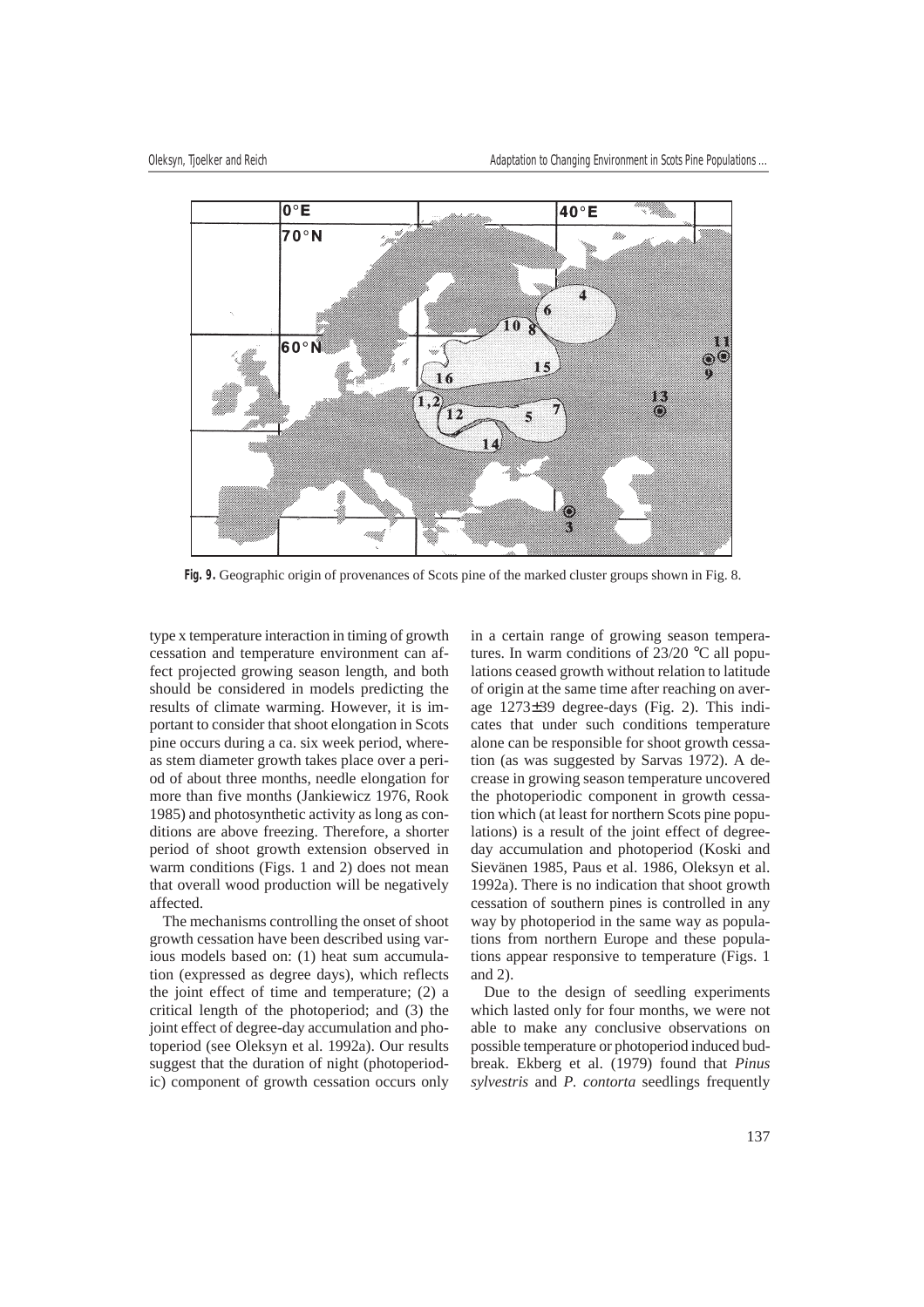**Fig. 9.** Geographic origin of provenances of Scots pine of the marked cluster groups shown in Fig. 8.

type x temperature interaction in timing of growth cessation and temperature environment can affect projected growing season length, and both should be considered in models predicting the results of climate warming. However, it is important to consider that shoot elongation in Scots pine occurs during a ca. six week period, whereas stem diameter growth takes place over a period of about three months, needle elongation for more than five months (Jankiewicz 1976, Rook 1985) and photosynthetic activity as long as conditions are above freezing. Therefore, a shorter period of shoot growth extension observed in warm conditions (Figs. 1 and 2) does not mean that overall wood production will be negatively affected.

The mechanisms controlling the onset of shoot growth cessation have been described using various models based on: (1) heat sum accumulation (expressed as degree days), which reflects the joint effect of time and temperature; (2) a critical length of the photoperiod; and (3) the joint effect of degree-day accumulation and photoperiod (see Oleksyn et al. 1992a). Our results suggest that the duration of night (photoperiodic) component of growth cessation occurs only in a certain range of growing season temperatures. In warm conditions of 23/20 °C all populations ceased growth without relation to latitude of origin at the same time after reaching on average 1273±39 degree-days (Fig. 2). This indicates that under such conditions temperature alone can be responsible for shoot growth cessation (as was suggested by Sarvas 1972). A decrease in growing season temperature uncovered the photoperiodic component in growth cessation which (at least for northern Scots pine populations) is a result of the joint effect of degree-day accumulation and photoperiod (Koski and Sievänen 1985, Paus et al. 1986, Oleksyn et al. 1992a). There is no indication that shoot growth cessation of southern pines is controlled in any way by photoperiod in the same way as populations from northern Europe and these populations appear responsive to temperature (Figs. 1 and 2).

Due to the design of seedling experiments which lasted only for four months, we were not able to make any conclusive observations on possible temperature or photoperiod induced budbreak. Ekberg et al. (1979) found that *Pinus sylvestris* and *P. contorta* seedlings frequently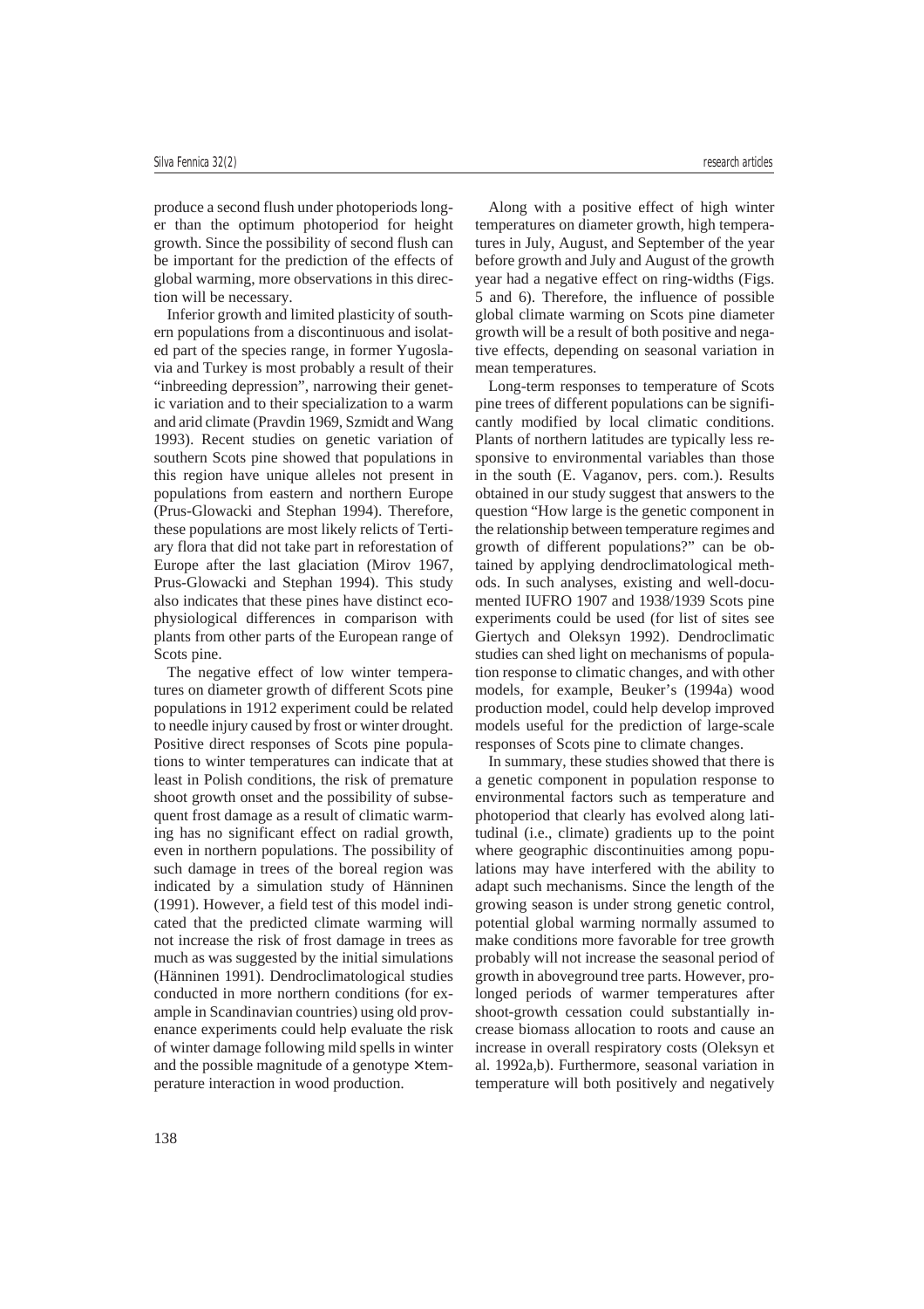produce a second flush under photoperiods longer than the optimum photoperiod for height growth. Since the possibility of second flush can be important for the prediction of the effects of global warming, more observations in this direction will be necessary.

Inferior growth and limited plasticity of southern populations from a discontinuous and isolated part of the species range, in former Yugoslavia and Turkey is most probably a result of their "inbreeding depression", narrowing their genetic variation and to their specialization to a warm and arid climate (Pravdin 1969, Szmidt and Wang 1993). Recent studies on genetic variation of southern Scots pine showed that populations in this region have unique alleles not present in populations from eastern and northern Europe (Prus-Glowacki and Stephan 1994). Therefore, these populations are most likely relicts of Tertiary flora that did not take part in reforestation of Europe after the last glaciation (Mirov 1967, Prus-Glowacki and Stephan 1994). This study also indicates that these pines have distinct ecophysiological differences in comparison with plants from other parts of the European range of Scots pine.

The negative effect of low winter temperatures on diameter growth of different Scots pine populations in 1912 experiment could be related to needle injury caused by frost or winter drought. Positive direct responses of Scots pine populations to winter temperatures can indicate that at least in Polish conditions, the risk of premature shoot growth onset and the possibility of subsequent frost damage as a result of climatic warming has no significant effect on radial growth, even in northern populations. The possibility of such damage in trees of the boreal region was indicated by a simulation study of Hänninen (1991). However, a field test of this model indicated that the predicted climate warming will not increase the risk of frost damage in trees as much as was suggested by the initial simulations (Hänninen 1991). Dendroclimatological studies conducted in more northern conditions (for example in Scandinavian countries) using old provenance experiments could help evaluate the risk of winter damage following mild spells in winter and the possible magnitude of a genotype × temperature interaction in wood production.

Along with a positive effect of high winter temperatures on diameter growth, high temperatures in July, August, and September of the year before growth and July and August of the growth year had a negative effect on ring-widths (Figs. 5 and 6). Therefore, the influence of possible global climate warming on Scots pine diameter growth will be a result of both positive and negative effects, depending on seasonal variation in mean temperatures.

Long-term responses to temperature of Scots pine trees of different populations can be significantly modified by local climatic conditions. Plants of northern latitudes are typically less responsive to environmental variables than those in the south (E. Vaganov, pers. com.). Results obtained in our study suggest that answers to the question "How large is the genetic component in the relationship between temperature regimes and growth of different populations?" can be obtained by applying dendroclimatological methods. In such analyses, existing and well-documented IUFRO 1907 and 1938/1939 Scots pine experiments could be used (for list of sites see Giertych and Oleksyn 1992). Dendroclimatic studies can shed light on mechanisms of population response to climatic changes, and with other models, for example, Beuker's (1994a) wood production model, could help develop improved models useful for the prediction of large-scale responses of Scots pine to climate changes.

In summary, these studies showed that there is a genetic component in population response to environmental factors such as temperature and photoperiod that clearly has evolved along latitudinal (i.e., climate) gradients up to the point where geographic discontinuities among populations may have interfered with the ability to adapt such mechanisms. Since the length of the growing season is under strong genetic control, potential global warming normally assumed to make conditions more favorable for tree growth probably will not increase the seasonal period of growth in aboveground tree parts. However, prolonged periods of warmer temperatures after shoot-growth cessation could substantially increase biomass allocation to roots and cause an increase in overall respiratory costs (Oleksyn et al. 1992a,b). Furthermore, seasonal variation in temperature will both positively and negatively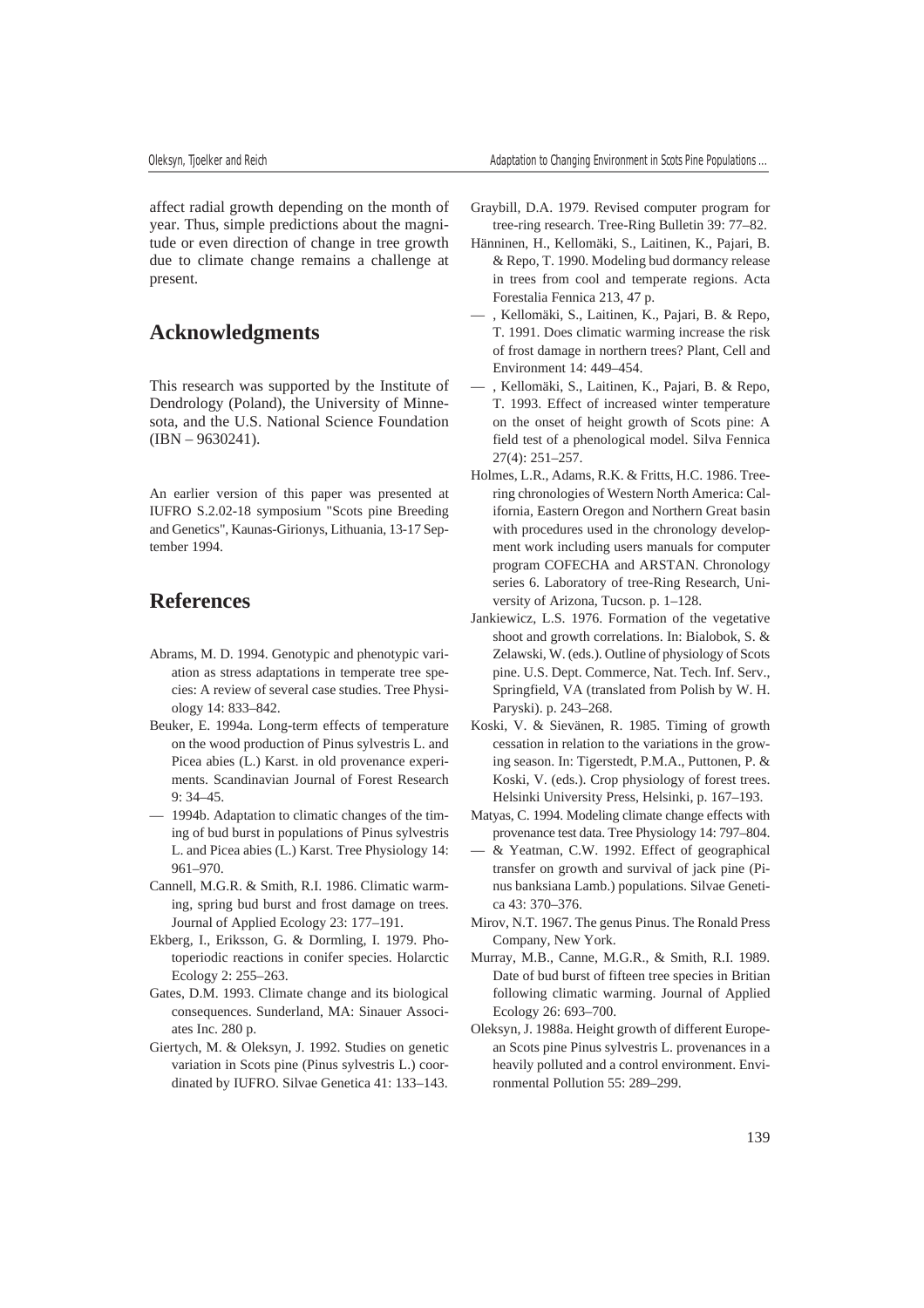affect radial growth depending on the month of year. Thus, simple predictions about the magnitude or even direction of change in tree growth due to climate change remains a challenge at present.

## Acknowledgments

This research was supported by the Institute of Dendrology (Poland), the University of Minnesota, and the U.S. National Science Foundation (IBN – 9630241).

An earlier version of this paper was presented at IUFRO S.2.02-18 symposium "Scots pine Breeding and Genetics", Kaunas-Girionys, Lithuania, 13-17 September 1994.

## References

Abrams, M. D. 1994. Genotypic and phenotypic variation as stress adaptations in temperate tree species: A review of several case studies. Tree Physiology 14: 833–842.

Beuker, E. 1994a. Long-term effects of temperature on the wood production of Pinus sylvestris L. and Picea abies (L.) Karst. in old provenance experiments. Scandinavian Journal of Forest Research 9: 34–45.

— 1994b. Adaptation to climatic changes of the timing of bud burst in populations of Pinus sylvestris L. and Picea abies (L.) Karst. Tree Physiology 14: 961–970.

Cannell, M.G.R. & Smith, R.I. 1986. Climatic warming, spring bud burst and frost damage on trees. Journal of Applied Ecology 23: 177–191.

Ekberg, I., Eriksson, G. & Dormling, I. 1979. Photoperiodic reactions in conifer species. Holarctic Ecology 2: 255–263.

Gates, D.M. 1993. Climate change and its biological consequences. Sunderland, MA: Sinauer Associates Inc. 280 p.

Giertych, M. & Oleksyn, J. 1992. Studies on genetic variation in Scots pine (Pinus sylvestris L.) coordinated by IUFRO. Silvae Genetica 41: 133–143.

Graybill, D.A. 1979. Revised computer program for tree-ring research. Tree-Ring Bulletin 39: 77–82.

Hänninen, H., Kellomäki, S., Laitinen, K., Pajari, B. & Repo, T. 1990. Modeling bud dormancy release in trees from cool and temperate regions. Acta Forestalia Fennica 213, 47 p.

— , Kellomäki, S., Laitinen, K., Pajari, B. & Repo, T. 1991. Does climatic warming increase the risk of frost damage in northern trees? Plant, Cell and Environment 14: 449–454.

— , Kellomäki, S., Laitinen, K., Pajari, B. & Repo, T. 1993. Effect of increased winter temperature on the onset of height growth of Scots pine: A field test of a phenological model. Silva Fennica 27(4): 251–257.

Holmes, L.R., Adams, R.K. & Fritts, H.C. 1986. Tree-ring chronologies of Western North America: California, Eastern Oregon and Northern Great basin with procedures used in the chronology development work including users manuals for computer program COFECHA and ARSTAN. Chronology series 6. Laboratory of tree-Ring Research, University of Arizona, Tucson. p. 1–128.

Jankiewicz, L.S. 1976. Formation of the vegetative shoot and growth correlations. In: Bialobok, S. & Zelawski, W. (eds.). Outline of physiology of Scots pine. U.S. Dept. Commerce, Nat. Tech. Inf. Serv., Springfield, VA (translated from Polish by W. H. Paryski). p. 243–268.

Koski, V. & Sievänen, R. 1985. Timing of growth cessation in relation to the variations in the growing season. In: Tigerstedt, P.M.A., Puttonen, P. & Koski, V. (eds.). Crop physiology of forest trees. Helsinki University Press, Helsinki, p. 167–193.

Matyas, C. 1994. Modeling climate change effects with provenance test data. Tree Physiology 14: 797–804.

— & Yeatman, C.W. 1992. Effect of geographical transfer on growth and survival of jack pine (Pinus banksiana Lamb.) populations. Silvae Genetica 43: 370–376.

Mirov, N.T. 1967. The genus Pinus. The Ronald Press Company, New York.

Murray, M.B., Canne, M.G.R., & Smith, R.I. 1989. Date of bud burst of fifteen tree species in Britian following climatic warming. Journal of Applied Ecology 26: 693–700.

Oleksyn, J. 1988a. Height growth of different European Scots pine Pinus sylvestris L. provenances in a heavily polluted and a control environment. Environmental Pollution 55: 289–299.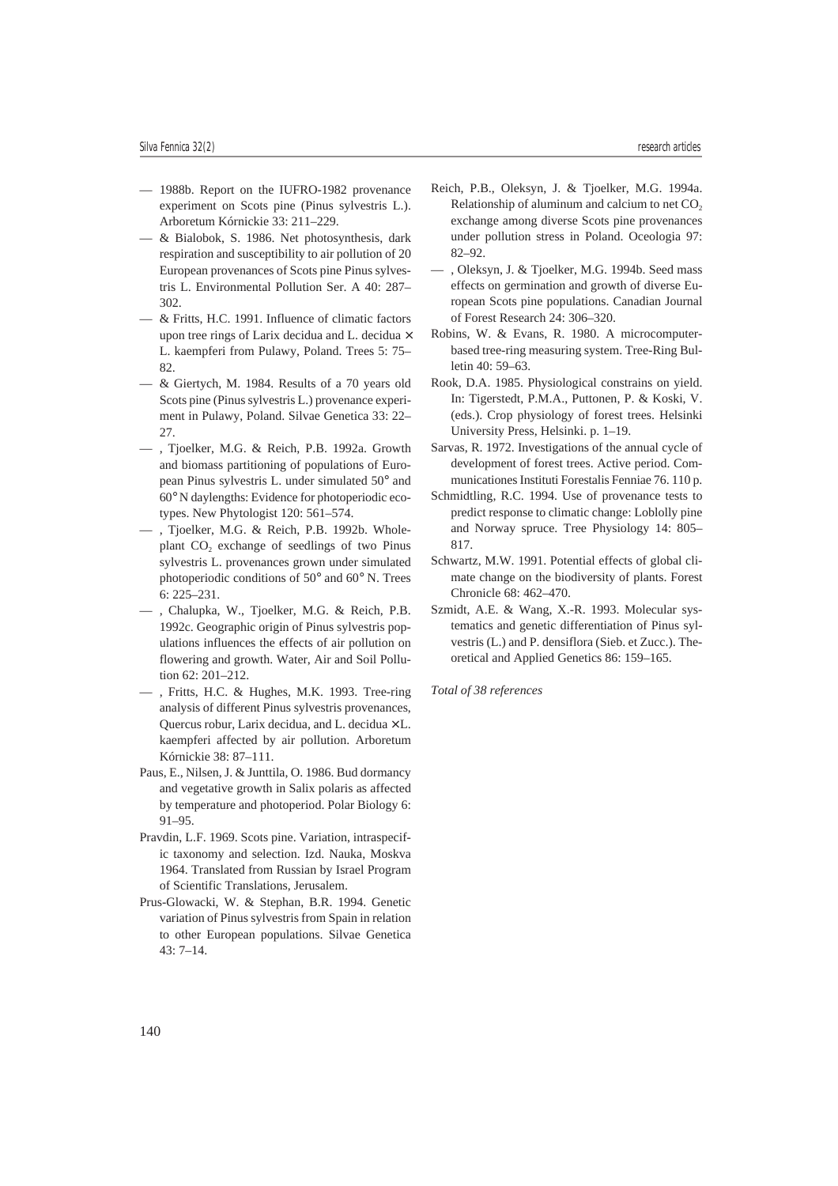— 1988b. Report on the IUFRO-1982 provenance experiment on Scots pine (Pinus sylvestris L.). Arboretum Kórnickie 33: 211–229.

— & Bialobok, S. 1986. Net photosynthesis, dark respiration and susceptibility to air pollution of 20 European provenances of Scots pine Pinus sylvestris L. Environmental Pollution Ser. A 40: 287–302.

— & Fritts, H.C. 1991. Influence of climatic factors upon tree rings of Larix decidua and L. decidua × L. kaempferi from Pulawy, Poland. Trees 5: 75–82.

— & Giertych, M. 1984. Results of a 70 years old Scots pine (Pinus sylvestris L.) provenance experiment in Pulawy, Poland. Silvae Genetica 33: 22–27.

— , Tjoelker, M.G. & Reich, P.B. 1992a. Growth and biomass partitioning of populations of European Pinus sylvestris L. under simulated 50° and 60° N daylengths: Evidence for photoperiodic ecotypes. New Phytologist 120: 561–574.

— , Tjoelker, M.G. & Reich, P.B. 1992b. Whole-plant $CO_2$ exchange of seedlings of two Pinus sylvestris L. provenances grown under simulated photoperiodic conditions of 50° and 60° N. Trees 6: 225–231.

— , Chalupka, W., Tjoelker, M.G. & Reich, P.B. 1992c. Geographic origin of Pinus sylvestris populations influences the effects of air pollution on flowering and growth. Water, Air and Soil Pollution 62: 201–212.

— , Fritts, H.C. & Hughes, M.K. 1993. Tree-ring analysis of different Pinus sylvestris provenances, Quercus robur, Larix decidua, and L. decidua × L. kaempferi affected by air pollution. Arboretum Kórnickie 38: 87–111.

Paus, E., Nilsen, J. & Junttila, O. 1986. Bud dormancy and vegetative growth in Salix polaris as affected by temperature and photoperiod. Polar Biology 6: 91–95.

Pravdin, L.F. 1969. Scots pine. Variation, intraspecific taxonomy and selection. Izd. Nauka, Moskva 1964. Translated from Russian by Israel Program of Scientific Translations, Jerusalem.

Prus-Glowacki, W. & Stephan, B.R. 1994. Genetic variation of Pinus sylvestris from Spain in relation to other European populations. Silvae Genetica 43: 7–14.

Reich, P.B., Oleksyn, J. & Tjoelker, M.G. 1994a. Relationship of aluminum and calcium to net $CO_2$ exchange among diverse Scots pine provenances under pollution stress in Poland. Oceologia 97: 82–92.

— , Oleksyn, J. & Tjoelker, M.G. 1994b. Seed mass effects on germination and growth of diverse European Scots pine populations. Canadian Journal of Forest Research 24: 306–320.

Robins, W. & Evans, R. 1980. A microcomputer-based tree-ring measuring system. Tree-Ring Bulletin 40: 59–63.

Rook, D.A. 1985. Physiological constrains on yield. In: Tigerstedt, P.M.A., Puttonen, P. & Koski, V. (eds.). Crop physiology of forest trees. Helsinki University Press, Helsinki. p. 1–19.

Sarvas, R. 1972. Investigations of the annual cycle of development of forest trees. Active period. Communicationes Instituti Forestalis Fenniae 76. 110 p.

Schmidtling, R.C. 1994. Use of provenance tests to predict response to climatic change: Loblolly pine and Norway spruce. Tree Physiology 14: 805–817.

Schwartz, M.W. 1991. Potential effects of global climate change on the biodiversity of plants. Forest Chronicle 68: 462–470.

Szmidt, A.E. & Wang, X.-R. 1993. Molecular systematics and genetic differentiation of Pinus sylvestris (L.) and P. densiflora (Sieb. et Zucc.). Theoretical and Applied Genetics 86: 159–165.

*Total of 38 references*